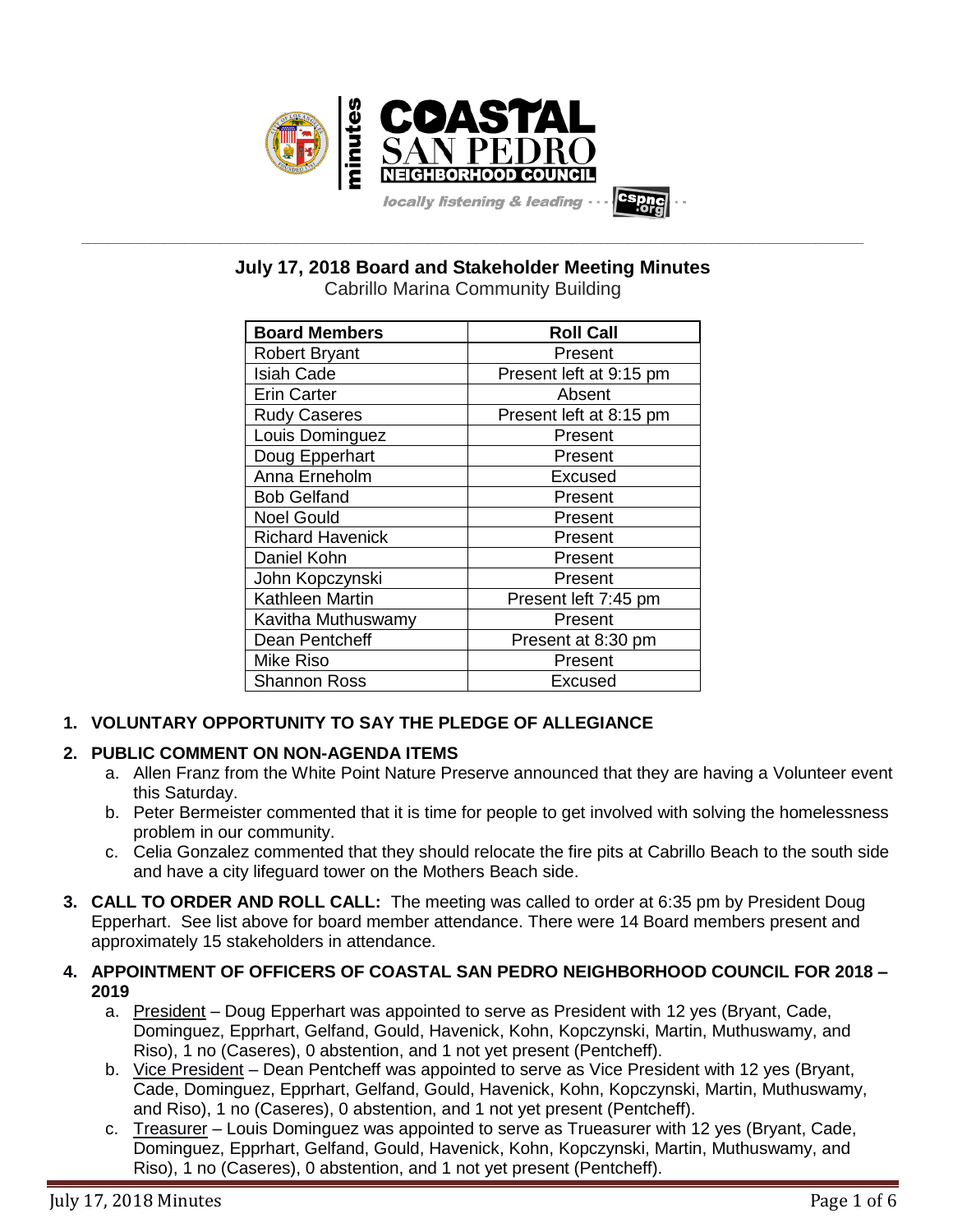# COASTAL SAN PEDRO NEIGHBORHOOD COUNCIL

minutes

locally listening & leading · · · cspnc.org

## July 17, 2018 Board and Stakeholder Meeting Minutes

Cabrillo Marina Community Building

| Board Members | Roll Call |
|---|---|
| Robert Bryant | Present |
| Isiah Cade | Present left at 9:15 pm |
| Erin Carter | Absent |
| Rudy Caseres | Present left at 8:15 pm |
| Louis Dominguez | Present |
| Doug Epperhart | Present |
| Anna Erneholm | Excused |
| Bob Gelfand | Present |
| Noel Gould | Present |
| Richard Havenick | Present |
| Daniel Kohn | Present |
| John Kopczynski | Present |
| Kathleen Martin | Present left 7:45 pm |
| Kavitha Muthuswamy | Present |
| Dean Pentcheff | Present at 8:30 pm |
| Mike Riso | Present |
| Shannon Ross | Excused |

1. **VOLUNTARY OPPORTUNITY TO SAY THE PLEDGE OF ALLEGIANCE**

2. **PUBLIC COMMENT ON NON-AGENDA ITEMS**
   a. Allen Franz from the White Point Nature Preserve announced that they are having a Volunteer event this Saturday.
   b. Peter Bermeister commented that it is time for people to get involved with solving the homelessness problem in our community.
   c. Celia Gonzalez commented that they should relocate the fire pits at Cabrillo Beach to the south side and have a city lifeguard tower on the Mothers Beach side.

3. **CALL TO ORDER AND ROLL CALL:** The meeting was called to order at 6:35 pm by President Doug Epperhart. See list above for board member attendance. There were 14 Board members present and approximately 15 stakeholders in attendance.

4. **APPOINTMENT OF OFFICERS OF COASTAL SAN PEDRO NEIGHBORHOOD COUNCIL FOR 2018 – 2019**
   a. President – Doug Epperhart was appointed to serve as President with 12 yes (Bryant, Cade, Dominguez, Epprhart, Gelfand, Gould, Havenick, Kohn, Kopczynski, Martin, Muthuswamy, and Riso), 1 no (Caseres), 0 abstention, and 1 not yet present (Pentcheff).
   b. Vice President – Dean Pentcheff was appointed to serve as Vice President with 12 yes (Bryant, Cade, Dominguez, Epprhart, Gelfand, Gould, Havenick, Kohn, Kopczynski, Martin, Muthuswamy, and Riso), 1 no (Caseres), 0 abstention, and 1 not yet present (Pentcheff).
   c. Treasurer – Louis Dominguez was appointed to serve as Trueasurer with 12 yes (Bryant, Cade, Dominguez, Epprhart, Gelfand, Gould, Havenick, Kohn, Kopczynski, Martin, Muthuswamy, and Riso), 1 no (Caseres), 0 abstention, and 1 not yet present (Pentcheff).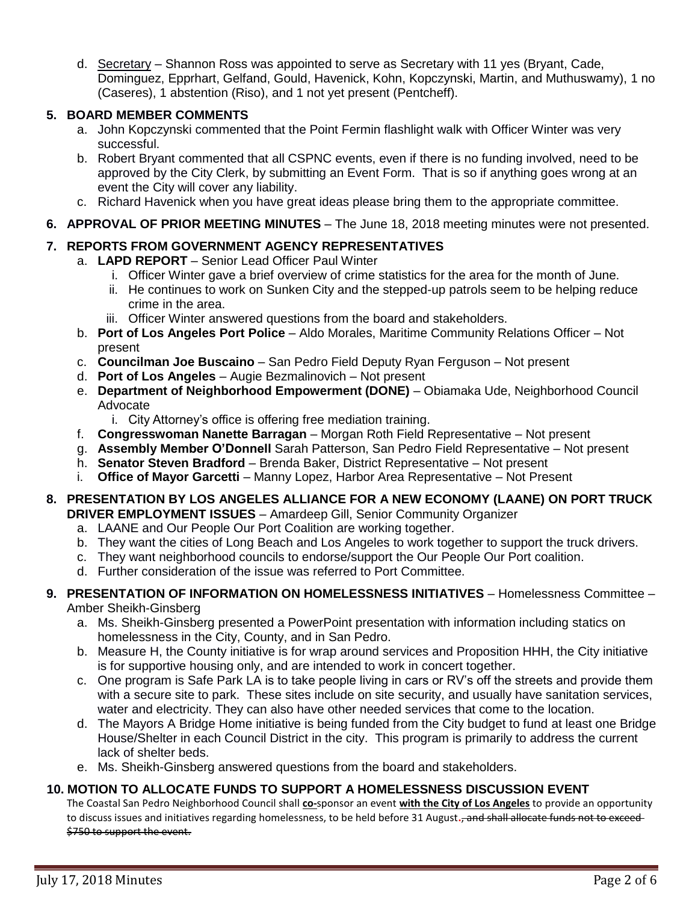d. Secretary – Shannon Ross was appointed to serve as Secretary with 11 yes (Bryant, Cade, Dominguez, Epprhart, Gelfand, Gould, Havenick, Kohn, Kopczynski, Martin, and Muthuswamy), 1 no (Caseres), 1 abstention (Riso), and 1 not yet present (Pentcheff).

### 5. BOARD MEMBER COMMENTS

a. John Kopczynski commented that the Point Fermin flashlight walk with Officer Winter was very successful.
b. Robert Bryant commented that all CSPNC events, even if there is no funding involved, need to be approved by the City Clerk, by submitting an Event Form. That is so if anything goes wrong at an event the City will cover any liability.
c. Richard Havenick when you have great ideas please bring them to the appropriate committee.

### 6. APPROVAL OF PRIOR MEETING MINUTES – The June 18, 2018 meeting minutes were not presented.

### 7. REPORTS FROM GOVERNMENT AGENCY REPRESENTATIVES

a. **LAPD REPORT** – Senior Lead Officer Paul Winter
   i. Officer Winter gave a brief overview of crime statistics for the area for the month of June.
   ii. He continues to work on Sunken City and the stepped-up patrols seem to be helping reduce crime in the area.
   iii. Officer Winter answered questions from the board and stakeholders.
b. **Port of Los Angeles Port Police** – Aldo Morales, Maritime Community Relations Officer – Not present
c. **Councilman Joe Buscaino** – San Pedro Field Deputy Ryan Ferguson – Not present
d. **Port of Los Angeles** – Augie Bezmalinovich – Not present
e. **Department of Neighborhood Empowerment (DONE)** – Obiamaka Ude, Neighborhood Council Advocate
   i. City Attorney's office is offering free mediation training.
f. **Congresswoman Nanette Barragan** – Morgan Roth Field Representative – Not present
g. **Assembly Member O'Donnell** Sarah Patterson, San Pedro Field Representative – Not present
h. **Senator Steven Bradford** – Brenda Baker, District Representative – Not present
i. **Office of Mayor Garcetti** – Manny Lopez, Harbor Area Representative – Not Present

### 8. PRESENTATION BY LOS ANGELES ALLIANCE FOR A NEW ECONOMY (LAANE) ON PORT TRUCK DRIVER EMPLOYMENT ISSUES – Amardeep Gill, Senior Community Organizer

a. LAANE and Our People Our Port Coalition are working together.
b. They want the cities of Long Beach and Los Angeles to work together to support the truck drivers.
c. They want neighborhood councils to endorse/support the Our People Our Port coalition.
d. Further consideration of the issue was referred to Port Committee.

### 9. PRESENTATION OF INFORMATION ON HOMELESSNESS INITIATIVES – Homelessness Committee – Amber Sheikh-Ginsberg

a. Ms. Sheikh-Ginsberg presented a PowerPoint presentation with information including statics on homelessness in the City, County, and in San Pedro.
b. Measure H, the County initiative is for wrap around services and Proposition HHH, the City initiative is for supportive housing only, and are intended to work in concert together.
c. One program is Safe Park LA is to take people living in cars or RV's off the streets and provide them with a secure site to park. These sites include on site security, and usually have sanitation services, water and electricity. They can also have other needed services that come to the location.
d. The Mayors A Bridge Home initiative is being funded from the City budget to fund at least one Bridge House/Shelter in each Council District in the city. This program is primarily to address the current lack of shelter beds.
e. Ms. Sheikh-Ginsberg answered questions from the board and stakeholders.

### 10. MOTION TO ALLOCATE FUNDS TO SUPPORT A HOMELESSNESS DISCUSSION EVENT

The Coastal San Pedro Neighborhood Council shall **co-**sponsor an event **with the City of Los Angeles** to provide an opportunity to discuss issues and initiatives regarding homelessness, to be held before 31 August**.** ~~, and shall allocate funds not to exceed $750 to support the event.~~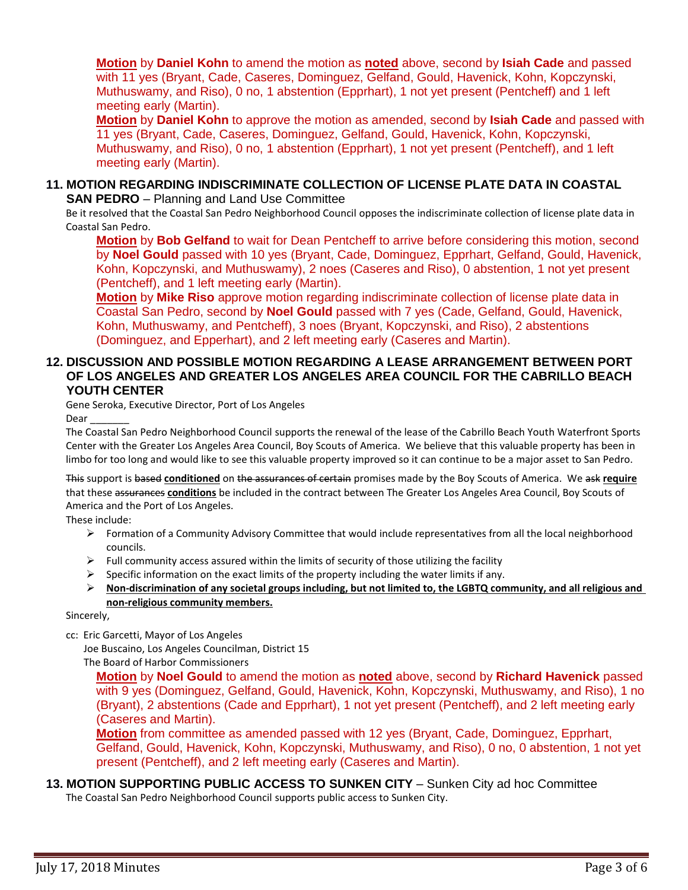**Motion** by **Daniel Kohn** to amend the motion as **noted** above, second by **Isiah Cade** and passed with 11 yes (Bryant, Cade, Caseres, Dominguez, Gelfand, Gould, Havenick, Kohn, Kopczynski, Muthuswamy, and Riso), 0 no, 1 abstention (Epprhart), 1 not yet present (Pentcheff) and 1 left meeting early (Martin).

**Motion** by **Daniel Kohn** to approve the motion as amended, second by **Isiah Cade** and passed with 11 yes (Bryant, Cade, Caseres, Dominguez, Gelfand, Gould, Havenick, Kohn, Kopczynski, Muthuswamy, and Riso), 0 no, 1 abstention (Epprhart), 1 not yet present (Pentcheff), and 1 left meeting early (Martin).

### 11. MOTION REGARDING INDISCRIMINATE COLLECTION OF LICENSE PLATE DATA IN COASTAL SAN PEDRO – Planning and Land Use Committee

Be it resolved that the Coastal San Pedro Neighborhood Council opposes the indiscriminate collection of license plate data in Coastal San Pedro.

**Motion** by **Bob Gelfand** to wait for Dean Pentcheff to arrive before considering this motion, second by **Noel Gould** passed with 10 yes (Bryant, Cade, Dominguez, Epprhart, Gelfand, Gould, Havenick, Kohn, Kopczynski, and Muthuswamy), 2 noes (Caseres and Riso), 0 abstention, 1 not yet present (Pentcheff), and 1 left meeting early (Martin).

**Motion** by **Mike Riso** approve motion regarding indiscriminate collection of license plate data in Coastal San Pedro, second by **Noel Gould** passed with 7 yes (Cade, Gelfand, Gould, Havenick, Kohn, Muthuswamy, and Pentcheff), 3 noes (Bryant, Kopczynski, and Riso), 2 abstentions (Dominguez, and Epperhart), and 2 left meeting early (Caseres and Martin).

### 12. DISCUSSION AND POSSIBLE MOTION REGARDING A LEASE ARRANGEMENT BETWEEN PORT OF LOS ANGELES AND GREATER LOS ANGELES AREA COUNCIL FOR THE CABRILLO BEACH YOUTH CENTER

Gene Seroka, Executive Director, Port of Los Angeles

Dear _______

The Coastal San Pedro Neighborhood Council supports the renewal of the lease of the Cabrillo Beach Youth Waterfront Sports Center with the Greater Los Angeles Area Council, Boy Scouts of America. We believe that this valuable property has been in limbo for too long and would like to see this valuable property improved so it can continue to be a major asset to San Pedro.

~~This~~ support is ~~based~~ **conditioned** on ~~the assurances of certain~~ promises made by the Boy Scouts of America. We ~~ask~~ **require** that these ~~assurances~~ **conditions** be included in the contract between The Greater Los Angeles Area Council, Boy Scouts of America and the Port of Los Angeles.

These include:

- Formation of a Community Advisory Committee that would include representatives from all the local neighborhood councils.
- Full community access assured within the limits of security of those utilizing the facility
- Specific information on the exact limits of the property including the water limits if any.
- **Non-discrimination of any societal groups including, but not limited to, the LGBTQ community, and all religious and non-religious community members.**

Sincerely,

cc: Eric Garcetti, Mayor of Los Angeles
Joe Buscaino, Los Angeles Councilman, District 15
The Board of Harbor Commissioners

**Motion** by **Noel Gould** to amend the motion as **noted** above, second by **Richard Havenick** passed with 9 yes (Dominguez, Gelfand, Gould, Havenick, Kohn, Kopczynski, Muthuswamy, and Riso), 1 no (Bryant), 2 abstentions (Cade and Epprhart), 1 not yet present (Pentcheff), and 2 left meeting early (Caseres and Martin).

**Motion** from committee as amended passed with 12 yes (Bryant, Cade, Dominguez, Epprhart, Gelfand, Gould, Havenick, Kohn, Kopczynski, Muthuswamy, and Riso), 0 no, 0 abstention, 1 not yet present (Pentcheff), and 2 left meeting early (Caseres and Martin).

### 13. MOTION SUPPORTING PUBLIC ACCESS TO SUNKEN CITY – Sunken City ad hoc Committee

The Coastal San Pedro Neighborhood Council supports public access to Sunken City.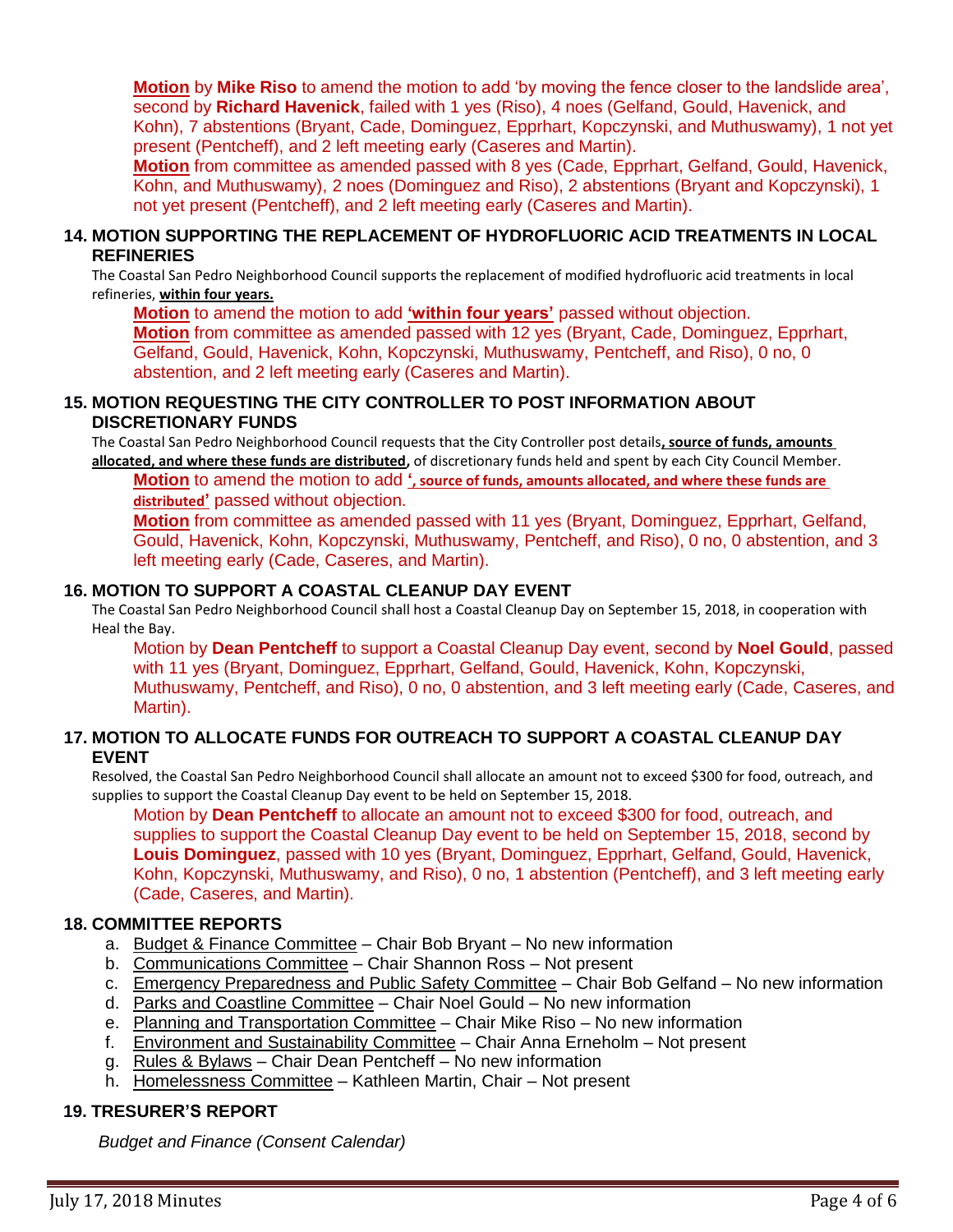**Motion** by **Mike Riso** to amend the motion to add 'by moving the fence closer to the landslide area', second by **Richard Havenick**, failed with 1 yes (Riso), 4 noes (Gelfand, Gould, Havenick, and Kohn), 7 abstentions (Bryant, Cade, Dominguez, Epprhart, Kopczynski, and Muthuswamy), 1 not yet present (Pentcheff), and 2 left meeting early (Caseres and Martin).
**Motion** from committee as amended passed with 8 yes (Cade, Epprhart, Gelfand, Gould, Havenick, Kohn, and Muthuswamy), 2 noes (Dominguez and Riso), 2 abstentions (Bryant and Kopczynski), 1 not yet present (Pentcheff), and 2 left meeting early (Caseres and Martin).

### 14. MOTION SUPPORTING THE REPLACEMENT OF HYDROFLUORIC ACID TREATMENTS IN LOCAL REFINERIES

The Coastal San Pedro Neighborhood Council supports the replacement of modified hydrofluoric acid treatments in local refineries, **within four years.**

**Motion** to amend the motion to add **'within four years'** passed without objection.
**Motion** from committee as amended passed with 12 yes (Bryant, Cade, Dominguez, Epprhart, Gelfand, Gould, Havenick, Kohn, Kopczynski, Muthuswamy, Pentcheff, and Riso), 0 no, 0 abstention, and 2 left meeting early (Caseres and Martin).

### 15. MOTION REQUESTING THE CITY CONTROLLER TO POST INFORMATION ABOUT DISCRETIONARY FUNDS

The Coastal San Pedro Neighborhood Council requests that the City Controller post details**, source of funds, amounts allocated, and where these funds are distributed,** of discretionary funds held and spent by each City Council Member.

**Motion** to amend the motion to add **', source of funds, amounts allocated, and where these funds are distributed'** passed without objection.
**Motion** from committee as amended passed with 11 yes (Bryant, Dominguez, Epprhart, Gelfand, Gould, Havenick, Kohn, Kopczynski, Muthuswamy, Pentcheff, and Riso), 0 no, 0 abstention, and 3 left meeting early (Cade, Caseres, and Martin).

### 16. MOTION TO SUPPORT A COASTAL CLEANUP DAY EVENT

The Coastal San Pedro Neighborhood Council shall host a Coastal Cleanup Day on September 15, 2018, in cooperation with Heal the Bay.

Motion by **Dean Pentcheff** to support a Coastal Cleanup Day event, second by **Noel Gould**, passed with 11 yes (Bryant, Dominguez, Epprhart, Gelfand, Gould, Havenick, Kohn, Kopczynski, Muthuswamy, Pentcheff, and Riso), 0 no, 0 abstention, and 3 left meeting early (Cade, Caseres, and Martin).

### 17. MOTION TO ALLOCATE FUNDS FOR OUTREACH TO SUPPORT A COASTAL CLEANUP DAY EVENT

Resolved, the Coastal San Pedro Neighborhood Council shall allocate an amount not to exceed $300 for food, outreach, and supplies to support the Coastal Cleanup Day event to be held on September 15, 2018.

Motion by **Dean Pentcheff** to allocate an amount not to exceed $300 for food, outreach, and supplies to support the Coastal Cleanup Day event to be held on September 15, 2018, second by **Louis Dominguez**, passed with 10 yes (Bryant, Dominguez, Epprhart, Gelfand, Gould, Havenick, Kohn, Kopczynski, Muthuswamy, and Riso), 0 no, 1 abstention (Pentcheff), and 3 left meeting early (Cade, Caseres, and Martin).

### 18. COMMITTEE REPORTS

a. Budget & Finance Committee – Chair Bob Bryant – No new information
b. Communications Committee – Chair Shannon Ross – Not present
c. Emergency Preparedness and Public Safety Committee – Chair Bob Gelfand – No new information
d. Parks and Coastline Committee – Chair Noel Gould – No new information
e. Planning and Transportation Committee – Chair Mike Riso – No new information
f. Environment and Sustainability Committee – Chair Anna Erneholm – Not present
g. Rules & Bylaws – Chair Dean Pentcheff – No new information
h. Homelessness Committee – Kathleen Martin, Chair – Not present

### 19. TRESURER'S REPORT

*Budget and Finance (Consent Calendar)*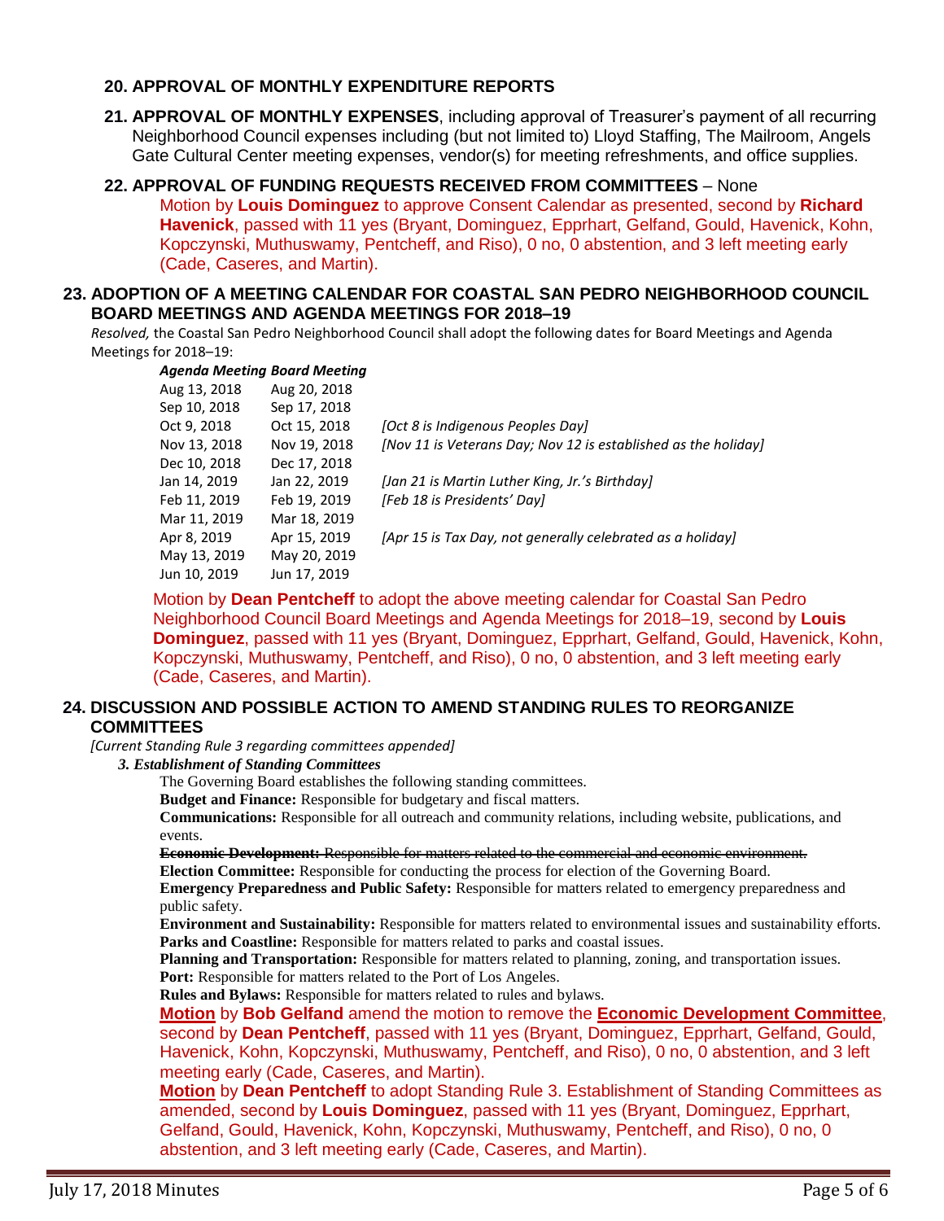**20. APPROVAL OF MONTHLY EXPENDITURE REPORTS**

**21. APPROVAL OF MONTHLY EXPENSES**, including approval of Treasurer's payment of all recurring Neighborhood Council expenses including (but not limited to) Lloyd Staffing, The Mailroom, Angels Gate Cultural Center meeting expenses, vendor(s) for meeting refreshments, and office supplies.

**22. APPROVAL OF FUNDING REQUESTS RECEIVED FROM COMMITTEES** – None

Motion by **Louis Dominguez** to approve Consent Calendar as presented, second by **Richard Havenick**, passed with 11 yes (Bryant, Dominguez, Epprhart, Gelfand, Gould, Havenick, Kohn, Kopczynski, Muthuswamy, Pentcheff, and Riso), 0 no, 0 abstention, and 3 left meeting early (Cade, Caseres, and Martin).

## 23. ADOPTION OF A MEETING CALENDAR FOR COASTAL SAN PEDRO NEIGHBORHOOD COUNCIL BOARD MEETINGS AND AGENDA MEETINGS FOR 2018–19

*Resolved,* the Coastal San Pedro Neighborhood Council shall adopt the following dates for Board Meetings and Agenda Meetings for 2018–19:

| *Agenda Meeting* | *Board Meeting* | |
|---|---|---|
| Aug 13, 2018 | Aug 20, 2018 | |
| Sep 10, 2018 | Sep 17, 2018 | |
| Oct 9, 2018 | Oct 15, 2018 | *[Oct 8 is Indigenous Peoples Day]* |
| Nov 13, 2018 | Nov 19, 2018 | *[Nov 11 is Veterans Day; Nov 12 is established as the holiday]* |
| Dec 10, 2018 | Dec 17, 2018 | |
| Jan 14, 2019 | Jan 22, 2019 | *[Jan 21 is Martin Luther King, Jr.'s Birthday]* |
| Feb 11, 2019 | Feb 19, 2019 | *[Feb 18 is Presidents' Day]* |
| Mar 11, 2019 | Mar 18, 2019 | |
| Apr 8, 2019 | Apr 15, 2019 | *[Apr 15 is Tax Day, not generally celebrated as a holiday]* |
| May 13, 2019 | May 20, 2019 | |
| Jun 10, 2019 | Jun 17, 2019 | |

Motion by **Dean Pentcheff** to adopt the above meeting calendar for Coastal San Pedro Neighborhood Council Board Meetings and Agenda Meetings for 2018–19, second by **Louis Dominguez**, passed with 11 yes (Bryant, Dominguez, Epprhart, Gelfand, Gould, Havenick, Kohn, Kopczynski, Muthuswamy, Pentcheff, and Riso), 0 no, 0 abstention, and 3 left meeting early (Cade, Caseres, and Martin).

## 24. DISCUSSION AND POSSIBLE ACTION TO AMEND STANDING RULES TO REORGANIZE COMMITTEES

*[Current Standing Rule 3 regarding committees appended]*

***3. Establishment of Standing Committees***

The Governing Board establishes the following standing committees.

**Budget and Finance:** Responsible for budgetary and fiscal matters.

**Communications:** Responsible for all outreach and community relations, including website, publications, and events.

~~**Economic Development:** Responsible for matters related to the commercial and economic environment.~~

**Election Committee:** Responsible for conducting the process for election of the Governing Board.

**Emergency Preparedness and Public Safety:** Responsible for matters related to emergency preparedness and public safety.

**Environment and Sustainability:** Responsible for matters related to environmental issues and sustainability efforts.

**Parks and Coastline:** Responsible for matters related to parks and coastal issues.

**Planning and Transportation:** Responsible for matters related to planning, zoning, and transportation issues.

**Port:** Responsible for matters related to the Port of Los Angeles.

**Rules and Bylaws:** Responsible for matters related to rules and bylaws.

**Motion** by **Bob Gelfand** amend the motion to remove the **Economic Development Committee**, second by **Dean Pentcheff**, passed with 11 yes (Bryant, Dominguez, Epprhart, Gelfand, Gould, Havenick, Kohn, Kopczynski, Muthuswamy, Pentcheff, and Riso), 0 no, 0 abstention, and 3 left meeting early (Cade, Caseres, and Martin).

**Motion** by **Dean Pentcheff** to adopt Standing Rule 3. Establishment of Standing Committees as amended, second by **Louis Dominguez**, passed with 11 yes (Bryant, Dominguez, Epprhart, Gelfand, Gould, Havenick, Kohn, Kopczynski, Muthuswamy, Pentcheff, and Riso), 0 no, 0 abstention, and 3 left meeting early (Cade, Caseres, and Martin).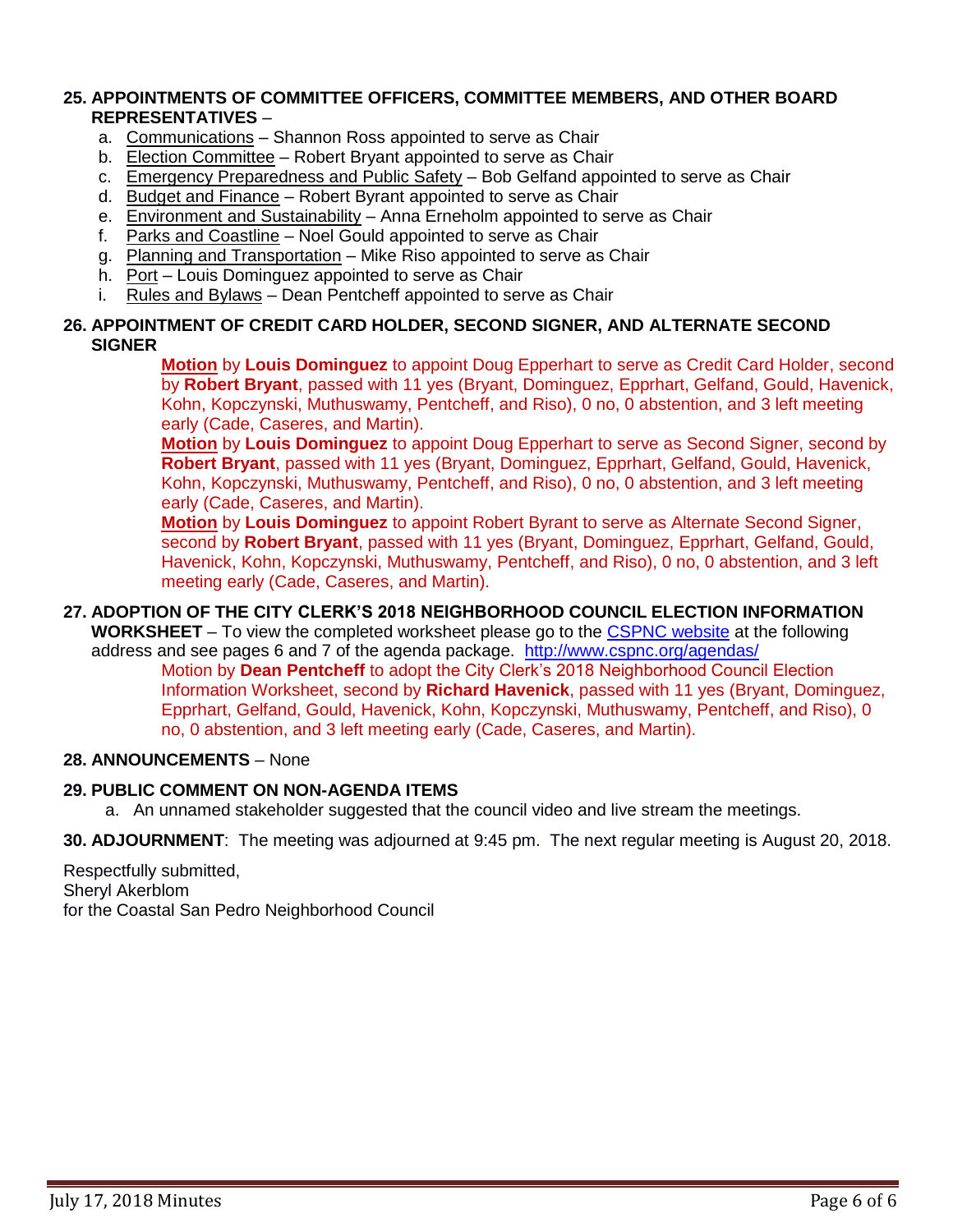**25. APPOINTMENTS OF COMMITTEE OFFICERS, COMMITTEE MEMBERS, AND OTHER BOARD REPRESENTATIVES** –

a. Communications – Shannon Ross appointed to serve as Chair
b. Election Committee – Robert Bryant appointed to serve as Chair
c. Emergency Preparedness and Public Safety – Bob Gelfand appointed to serve as Chair
d. Budget and Finance – Robert Byrant appointed to serve as Chair
e. Environment and Sustainability – Anna Erneholm appointed to serve as Chair
f. Parks and Coastline – Noel Gould appointed to serve as Chair
g. Planning and Transportation – Mike Riso appointed to serve as Chair
h. Port – Louis Dominguez appointed to serve as Chair
i. Rules and Bylaws – Dean Pentcheff appointed to serve as Chair

**26. APPOINTMENT OF CREDIT CARD HOLDER, SECOND SIGNER, AND ALTERNATE SECOND SIGNER**

**Motion** by **Louis Dominguez** to appoint Doug Epperhart to serve as Credit Card Holder, second by **Robert Bryant**, passed with 11 yes (Bryant, Dominguez, Epprhart, Gelfand, Gould, Havenick, Kohn, Kopczynski, Muthuswamy, Pentcheff, and Riso), 0 no, 0 abstention, and 3 left meeting early (Cade, Caseres, and Martin).

**Motion** by **Louis Dominguez** to appoint Doug Epperhart to serve as Second Signer, second by **Robert Bryant**, passed with 11 yes (Bryant, Dominguez, Epprhart, Gelfand, Gould, Havenick, Kohn, Kopczynski, Muthuswamy, Pentcheff, and Riso), 0 no, 0 abstention, and 3 left meeting early (Cade, Caseres, and Martin).

**Motion** by **Louis Dominguez** to appoint Robert Byrant to serve as Alternate Second Signer, second by **Robert Bryant**, passed with 11 yes (Bryant, Dominguez, Epprhart, Gelfand, Gould, Havenick, Kohn, Kopczynski, Muthuswamy, Pentcheff, and Riso), 0 no, 0 abstention, and 3 left meeting early (Cade, Caseres, and Martin).

**27. ADOPTION OF THE CITY CLERK'S 2018 NEIGHBORHOOD COUNCIL ELECTION INFORMATION WORKSHEET** – To view the completed worksheet please go to the CSPNC website at the following address and see pages 6 and 7 of the agenda package. http://www.cspnc.org/agendas/

Motion by **Dean Pentcheff** to adopt the City Clerk's 2018 Neighborhood Council Election Information Worksheet, second by **Richard Havenick**, passed with 11 yes (Bryant, Dominguez, Epprhart, Gelfand, Gould, Havenick, Kohn, Kopczynski, Muthuswamy, Pentcheff, and Riso), 0 no, 0 abstention, and 3 left meeting early (Cade, Caseres, and Martin).

**28. ANNOUNCEMENTS** – None

**29. PUBLIC COMMENT ON NON-AGENDA ITEMS**

a. An unnamed stakeholder suggested that the council video and live stream the meetings.

**30. ADJOURNMENT**: The meeting was adjourned at 9:45 pm. The next regular meeting is August 20, 2018.

Respectfully submitted,
Sheryl Akerblom
for the Coastal San Pedro Neighborhood Council